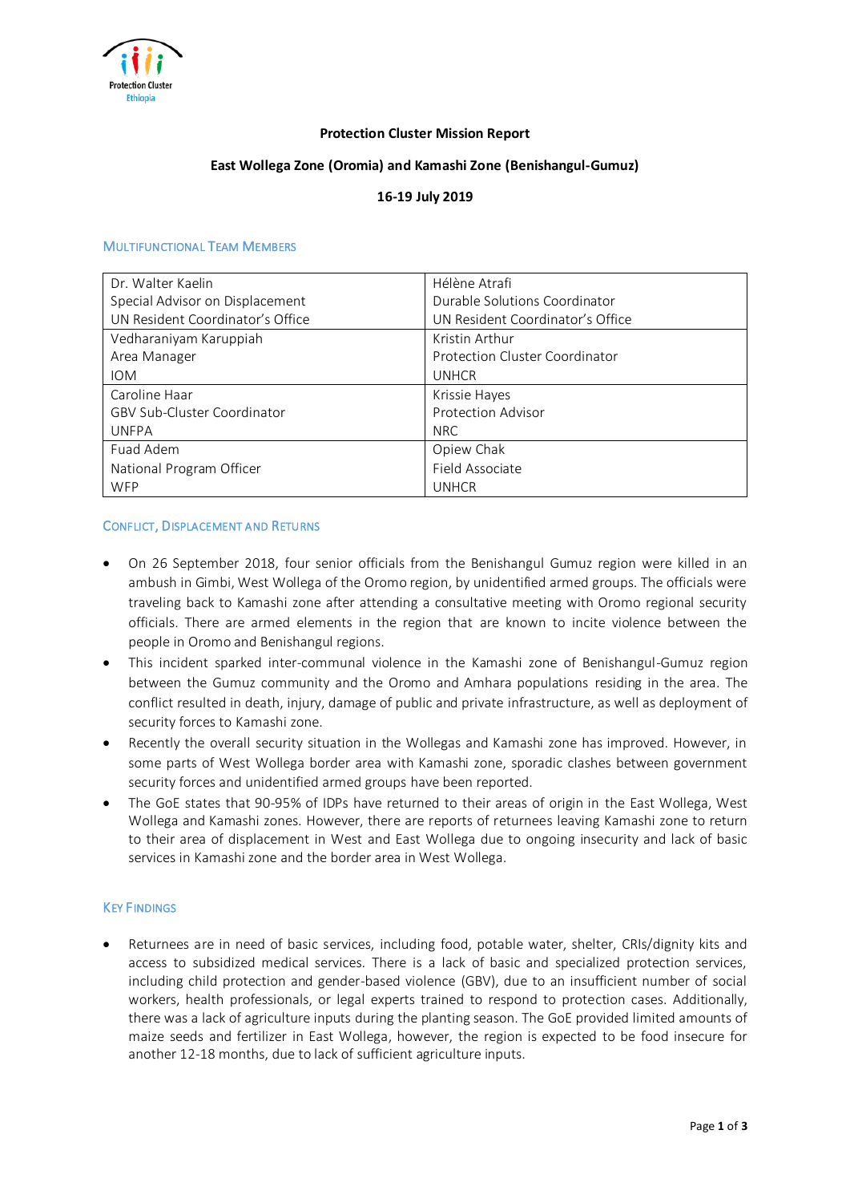Protection Cluster Ethiopia

**Protection Cluster Mission Report**

**East Wollega Zone (Oromia) and Kamashi Zone (Benishangul-Gumuz)**

**16-19 July 2019**

## Multifunctional Team Members

| | |
|---|---|
| Dr. Walter Kaelin<br>Special Advisor on Displacement<br>UN Resident Coordinator's Office | Hélène Atrafi<br>Durable Solutions Coordinator<br>UN Resident Coordinator's Office |
| Vedharaniyam Karuppiah<br>Area Manager<br>IOM | Kristin Arthur<br>Protection Cluster Coordinator<br>UNHCR |
| Caroline Haar<br>GBV Sub-Cluster Coordinator<br>UNFPA | Krissie Hayes<br>Protection Advisor<br>NRC |
| Fuad Adem<br>National Program Officer<br>WFP | Opiew Chak<br>Field Associate<br>UNHCR |

## Conflict, Displacement and Returns

- On 26 September 2018, four senior officials from the Benishangul Gumuz region were killed in an ambush in Gimbi, West Wollega of the Oromo region, by unidentified armed groups. The officials were traveling back to Kamashi zone after attending a consultative meeting with Oromo regional security officials. There are armed elements in the region that are known to incite violence between the people in Oromo and Benishangul regions.
- This incident sparked inter-communal violence in the Kamashi zone of Benishangul-Gumuz region between the Gumuz community and the Oromo and Amhara populations residing in the area. The conflict resulted in death, injury, damage of public and private infrastructure, as well as deployment of security forces to Kamashi zone.
- Recently the overall security situation in the Wollegas and Kamashi zone has improved. However, in some parts of West Wollega border area with Kamashi zone, sporadic clashes between government security forces and unidentified armed groups have been reported.
- The GoE states that 90-95% of IDPs have returned to their areas of origin in the East Wollega, West Wollega and Kamashi zones. However, there are reports of returnees leaving Kamashi zone to return to their area of displacement in West and East Wollega due to ongoing insecurity and lack of basic services in Kamashi zone and the border area in West Wollega.

## Key Findings

- Returnees are in need of basic services, including food, potable water, shelter, CRIs/dignity kits and access to subsidized medical services. There is a lack of basic and specialized protection services, including child protection and gender-based violence (GBV), due to an insufficient number of social workers, health professionals, or legal experts trained to respond to protection cases. Additionally, there was a lack of agriculture inputs during the planting season. The GoE provided limited amounts of maize seeds and fertilizer in East Wollega, however, the region is expected to be food insecure for another 12-18 months, due to lack of sufficient agriculture inputs.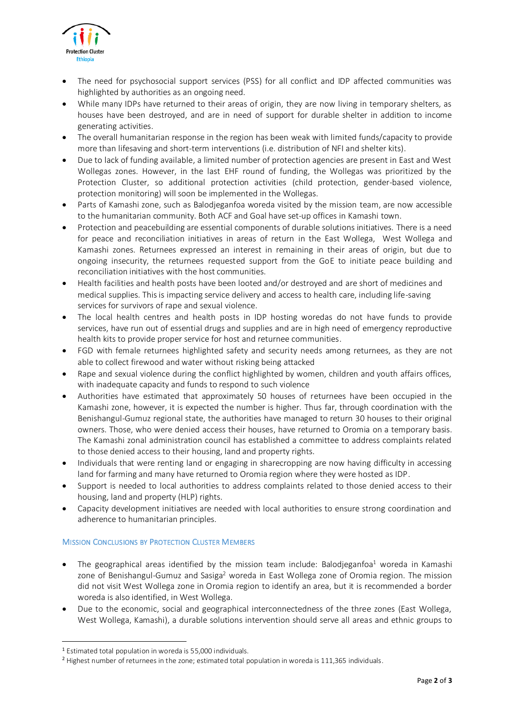- The need for psychosocial support services (PSS) for all conflict and IDP affected communities was highlighted by authorities as an ongoing need.
- While many IDPs have returned to their areas of origin, they are now living in temporary shelters, as houses have been destroyed, and are in need of support for durable shelter in addition to income generating activities.
- The overall humanitarian response in the region has been weak with limited funds/capacity to provide more than lifesaving and short-term interventions (i.e. distribution of NFI and shelter kits).
- Due to lack of funding available, a limited number of protection agencies are present in East and West Wollegas zones. However, in the last EHF round of funding, the Wollegas was prioritized by the Protection Cluster, so additional protection activities (child protection, gender-based violence, protection monitoring) will soon be implemented in the Wollegas.
- Parts of Kamashi zone, such as Balodjeganfoa woreda visited by the mission team, are now accessible to the humanitarian community. Both ACF and Goal have set-up offices in Kamashi town.
- Protection and peacebuilding are essential components of durable solutions initiatives. There is a need for peace and reconciliation initiatives in areas of return in the East Wollega, West Wollega and Kamashi zones. Returnees expressed an interest in remaining in their areas of origin, but due to ongoing insecurity, the returnees requested support from the GoE to initiate peace building and reconciliation initiatives with the host communities.
- Health facilities and health posts have been looted and/or destroyed and are short of medicines and medical supplies. This is impacting service delivery and access to health care, including life-saving services for survivors of rape and sexual violence.
- The local health centres and health posts in IDP hosting woredas do not have funds to provide services, have run out of essential drugs and supplies and are in high need of emergency reproductive health kits to provide proper service for host and returnee communities.
- FGD with female returnees highlighted safety and security needs among returnees, as they are not able to collect firewood and water without risking being attacked
- Rape and sexual violence during the conflict highlighted by women, children and youth affairs offices, with inadequate capacity and funds to respond to such violence
- Authorities have estimated that approximately 50 houses of returnees have been occupied in the Kamashi zone, however, it is expected the number is higher. Thus far, through coordination with the Benishangul-Gumuz regional state, the authorities have managed to return 30 houses to their original owners. Those, who were denied access their houses, have returned to Oromia on a temporary basis. The Kamashi zonal administration council has established a committee to address complaints related to those denied access to their housing, land and property rights.
- Individuals that were renting land or engaging in sharecropping are now having difficulty in accessing land for farming and many have returned to Oromia region where they were hosted as IDP.
- Support is needed to local authorities to address complaints related to those denied access to their housing, land and property (HLP) rights.
- Capacity development initiatives are needed with local authorities to ensure strong coordination and adherence to humanitarian principles.

### Mission Conclusions by Protection Cluster Members

- The geographical areas identified by the mission team include: Balodjeganfoa[1] woreda in Kamashi zone of Benishangul-Gumuz and Sasiga[2] woreda in East Wollega zone of Oromia region. The mission did not visit West Wollega zone in Oromia region to identify an area, but it is recommended a border woreda is also identified, in West Wollega.
- Due to the economic, social and geographical interconnectedness of the three zones (East Wollega, West Wollega, Kamashi), a durable solutions intervention should serve all areas and ethnic groups to

---

[1] Estimated total population in woreda is 55,000 individuals.

[2] Highest number of returnees in the zone; estimated total population in woreda is 111,365 individuals.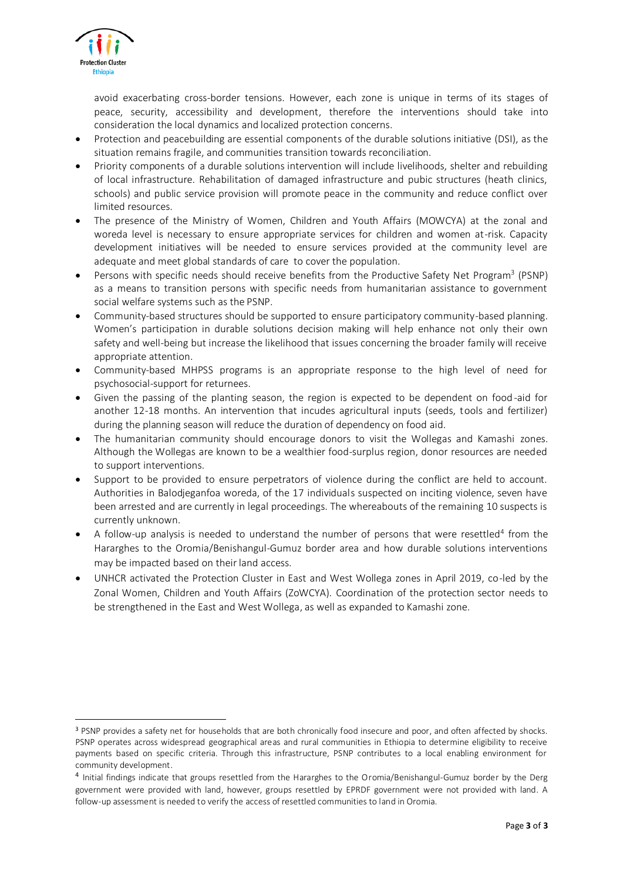avoid exacerbating cross-border tensions. However, each zone is unique in terms of its stages of peace, security, accessibility and development, therefore the interventions should take into consideration the local dynamics and localized protection concerns.

- Protection and peacebuilding are essential components of the durable solutions initiative (DSI), as the situation remains fragile, and communities transition towards reconciliation.
- Priority components of a durable solutions intervention will include livelihoods, shelter and rebuilding of local infrastructure. Rehabilitation of damaged infrastructure and pubic structures (heath clinics, schools) and public service provision will promote peace in the community and reduce conflict over limited resources.
- The presence of the Ministry of Women, Children and Youth Affairs (MOWCYA) at the zonal and woreda level is necessary to ensure appropriate services for children and women at-risk. Capacity development initiatives will be needed to ensure services provided at the community level are adequate and meet global standards of care to cover the population.
- Persons with specific needs should receive benefits from the Productive Safety Net Program[3] (PSNP) as a means to transition persons with specific needs from humanitarian assistance to government social welfare systems such as the PSNP.
- Community-based structures should be supported to ensure participatory community-based planning. Women's participation in durable solutions decision making will help enhance not only their own safety and well-being but increase the likelihood that issues concerning the broader family will receive appropriate attention.
- Community-based MHPSS programs is an appropriate response to the high level of need for psychosocial-support for returnees.
- Given the passing of the planting season, the region is expected to be dependent on food-aid for another 12-18 months. An intervention that incudes agricultural inputs (seeds, tools and fertilizer) during the planning season will reduce the duration of dependency on food aid.
- The humanitarian community should encourage donors to visit the Wollegas and Kamashi zones. Although the Wollegas are known to be a wealthier food-surplus region, donor resources are needed to support interventions.
- Support to be provided to ensure perpetrators of violence during the conflict are held to account. Authorities in Balodjeganfoa woreda, of the 17 individuals suspected on inciting violence, seven have been arrested and are currently in legal proceedings. The whereabouts of the remaining 10 suspects is currently unknown.
- A follow-up analysis is needed to understand the number of persons that were resettled[4] from the Hararghes to the Oromia/Benishangul-Gumuz border area and how durable solutions interventions may be impacted based on their land access.
- UNHCR activated the Protection Cluster in East and West Wollega zones in April 2019, co-led by the Zonal Women, Children and Youth Affairs (ZoWCYA). Coordination of the protection sector needs to be strengthened in the East and West Wollega, as well as expanded to Kamashi zone.

---

[3] PSNP provides a safety net for households that are both chronically food insecure and poor, and often affected by shocks. PSNP operates across widespread geographical areas and rural communities in Ethiopia to determine eligibility to receive payments based on specific criteria. Through this infrastructure, PSNP contributes to a local enabling environment for community development.

[4] Initial findings indicate that groups resettled from the Hararghes to the Oromia/Benishangul-Gumuz border by the Derg government were provided with land, however, groups resettled by EPRDF government were not provided with land. A follow-up assessment is needed to verify the access of resettled communities to land in Oromia.